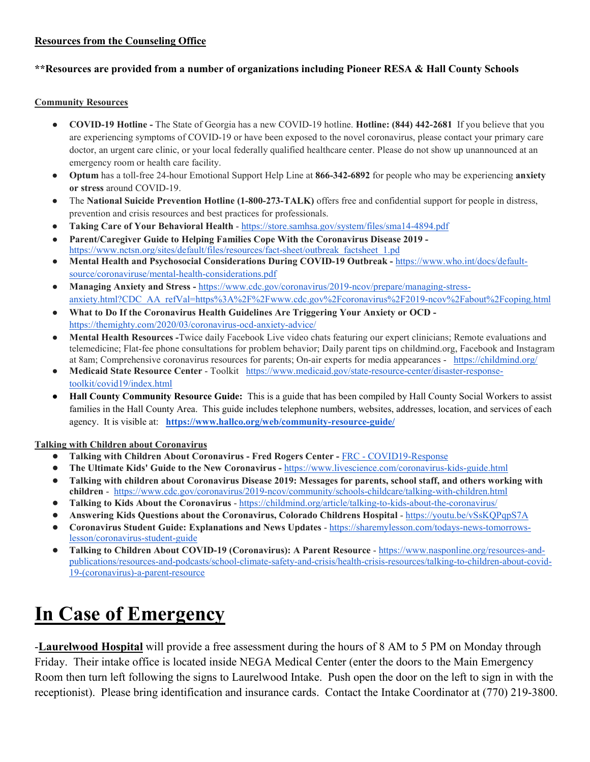**Resources from the Counseling Office**

**\*\*Resources are provided from a number of organizations including Pioneer RESA & Hall County Schools**

**Community Resources**

- **COVID-19 Hotline -** The State of Georgia has a new COVID-19 hotline. **Hotline: (844) 442-2681** If you believe that you are experiencing symptoms of COVID-19 or have been exposed to the novel coronavirus, please contact your primary care doctor, an urgent care clinic, or your local federally qualified healthcare center. Please do not show up unannounced at an emergency room or health care facility.
- **Optum** has a toll-free 24-hour Emotional Support Help Line at **866-342-6892** for people who may be experiencing **anxiety or stress** around COVID-19.
- The **National Suicide Prevention Hotline (1-800-273-TALK)** offers free and confidential support for people in distress, prevention and crisis resources and best practices for professionals.
- **Taking Care of Your Behavioral Health** - https://store.samhsa.gov/system/files/sma14-4894.pdf
- **Parent/Caregiver Guide to Helping Families Cope With the Coronavirus Disease 2019 -** https://www.nctsn.org/sites/default/files/resources/fact-sheet/outbreak_factsheet_1.pd
- **Mental Health and Psychosocial Considerations During COVID-19 Outbreak -** https://www.who.int/docs/default-source/coronaviruse/mental-health-considerations.pdf
- **Managing Anxiety and Stress -** https://www.cdc.gov/coronavirus/2019-ncov/prepare/managing-stress-anxiety.html?CDC_AA_refVal=https%3A%2F%2Fwww.cdc.gov%2Fcoronavirus%2F2019-ncov%2Fabout%2Fcoping.html
- **What to Do If the Coronavirus Health Guidelines Are Triggering Your Anxiety or OCD -** https://themighty.com/2020/03/coronavirus-ocd-anxiety-advice/
- **Mental Health Resources -**Twice daily Facebook Live video chats featuring our expert clinicians; Remote evaluations and telemedicine; Flat-fee phone consultations for problem behavior; Daily parent tips on childmind.org, Facebook and Instagram at 8am; Comprehensive coronavirus resources for parents; On-air experts for media appearances - https://childmind.org/
- **Medicaid State Resource Center** - Toolkit https://www.medicaid.gov/state-resource-center/disaster-response-toolkit/covid19/index.html
- **Hall County Community Resource Guide:** This is a guide that has been compiled by Hall County Social Workers to assist families in the Hall County Area. This guide includes telephone numbers, websites, addresses, location, and services of each agency. It is visible at: **https://www.hallco.org/web/community-resource-guide/**

**Talking with Children about Coronavirus**

- **Talking with Children About Coronavirus - Fred Rogers Center -** FRC - COVID19-Response
- **The Ultimate Kids' Guide to the New Coronavirus -** https://www.livescience.com/coronavirus-kids-guide.html
- **Talking with children about Coronavirus Disease 2019: Messages for parents, school staff, and others working with children** - https://www.cdc.gov/coronavirus/2019-ncov/community/schools-childcare/talking-with-children.html
- **Talking to Kids About the Coronavirus** - https://childmind.org/article/talking-to-kids-about-the-coronavirus/
- **Answering Kids Questions about the Coronavirus, Colorado Childrens Hospital** - https://youtu.be/vSsKQPqpS7A
- **Coronavirus Student Guide: Explanations and News Updates** - https://sharemylesson.com/todays-news-tomorrows-lesson/coronavirus-student-guide
- **Talking to Children About COVID-19 (Coronavirus): A Parent Resource** - https://www.nasponline.org/resources-and-publications/resources-and-podcasts/school-climate-safety-and-crisis/health-crisis-resources/talking-to-children-about-covid-19-(coronavirus)-a-parent-resource

# In Case of Emergency

-**Laurelwood Hospital** will provide a free assessment during the hours of 8 AM to 5 PM on Monday through Friday. Their intake office is located inside NEGA Medical Center (enter the doors to the Main Emergency Room then turn left following the signs to Laurelwood Intake. Push open the door on the left to sign in with the receptionist). Please bring identification and insurance cards. Contact the Intake Coordinator at (770) 219-3800.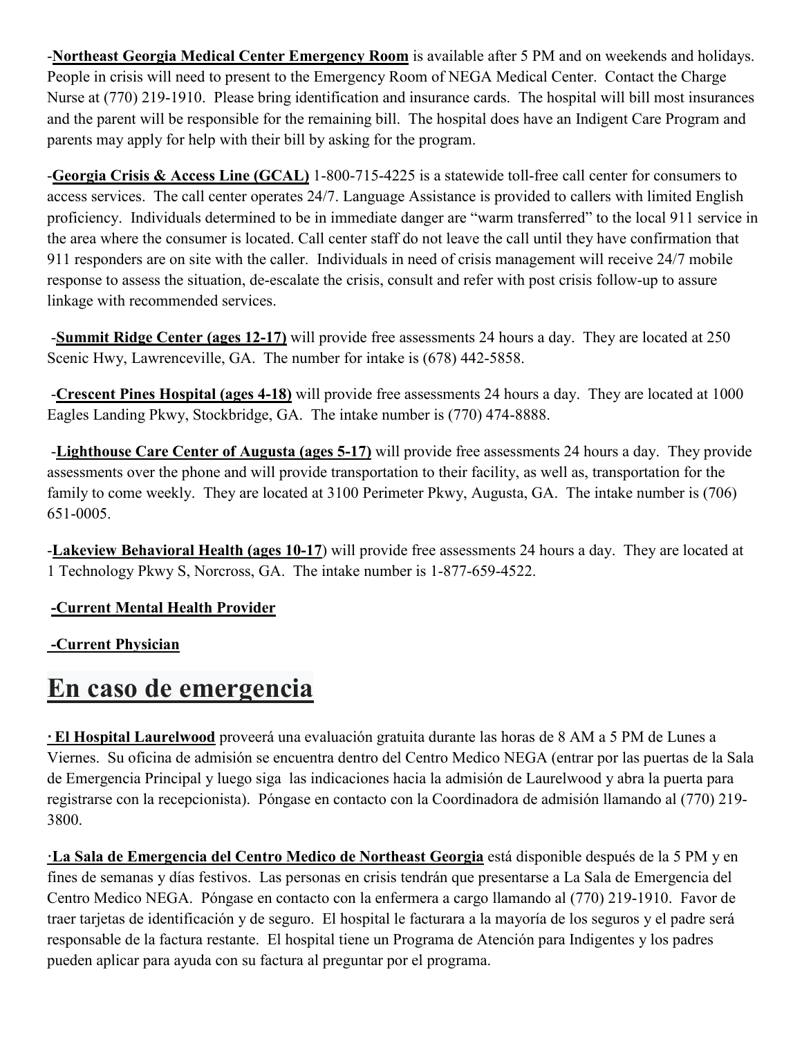-**Northeast Georgia Medical Center Emergency Room** is available after 5 PM and on weekends and holidays. People in crisis will need to present to the Emergency Room of NEGA Medical Center. Contact the Charge Nurse at (770) 219-1910. Please bring identification and insurance cards. The hospital will bill most insurances and the parent will be responsible for the remaining bill. The hospital does have an Indigent Care Program and parents may apply for help with their bill by asking for the program.

-**Georgia Crisis & Access Line (GCAL)** 1-800-715-4225 is a statewide toll-free call center for consumers to access services. The call center operates 24/7. Language Assistance is provided to callers with limited English proficiency. Individuals determined to be in immediate danger are "warm transferred" to the local 911 service in the area where the consumer is located. Call center staff do not leave the call until they have confirmation that 911 responders are on site with the caller. Individuals in need of crisis management will receive 24/7 mobile response to assess the situation, de-escalate the crisis, consult and refer with post crisis follow-up to assure linkage with recommended services.

-**Summit Ridge Center (ages 12-17)** will provide free assessments 24 hours a day. They are located at 250 Scenic Hwy, Lawrenceville, GA. The number for intake is (678) 442-5858.

-**Crescent Pines Hospital (ages 4-18)** will provide free assessments 24 hours a day. They are located at 1000 Eagles Landing Pkwy, Stockbridge, GA. The intake number is (770) 474-8888.

-**Lighthouse Care Center of Augusta (ages 5-17)** will provide free assessments 24 hours a day. They provide assessments over the phone and will provide transportation to their facility, as well as, transportation for the family to come weekly. They are located at 3100 Perimeter Pkwy, Augusta, GA. The intake number is (706) 651-0005.

-**Lakeview Behavioral Health (ages 10-17**) will provide free assessments 24 hours a day. They are located at 1 Technology Pkwy S, Norcross, GA. The intake number is 1-877-659-4522.

**-Current Mental Health Provider**

**-Current Physician**

# En caso de emergencia

**· El Hospital Laurelwood** proveerá una evaluación gratuita durante las horas de 8 AM a 5 PM de Lunes a Viernes. Su oficina de admisión se encuentra dentro del Centro Medico NEGA (entrar por las puertas de la Sala de Emergencia Principal y luego siga las indicaciones hacia la admisión de Laurelwood y abra la puerta para registrarse con la recepcionista). Póngase en contacto con la Coordinadora de admisión llamando al (770) 219-3800.

·**La Sala de Emergencia del Centro Medico de Northeast Georgia** está disponible después de la 5 PM y en fines de semanas y días festivos. Las personas en crisis tendrán que presentarse a La Sala de Emergencia del Centro Medico NEGA. Póngase en contacto con la enfermera a cargo llamando al (770) 219-1910. Favor de traer tarjetas de identificación y de seguro. El hospital le facturara a la mayoría de los seguros y el padre será responsable de la factura restante. El hospital tiene un Programa de Atención para Indigentes y los padres pueden aplicar para ayuda con su factura al preguntar por el programa.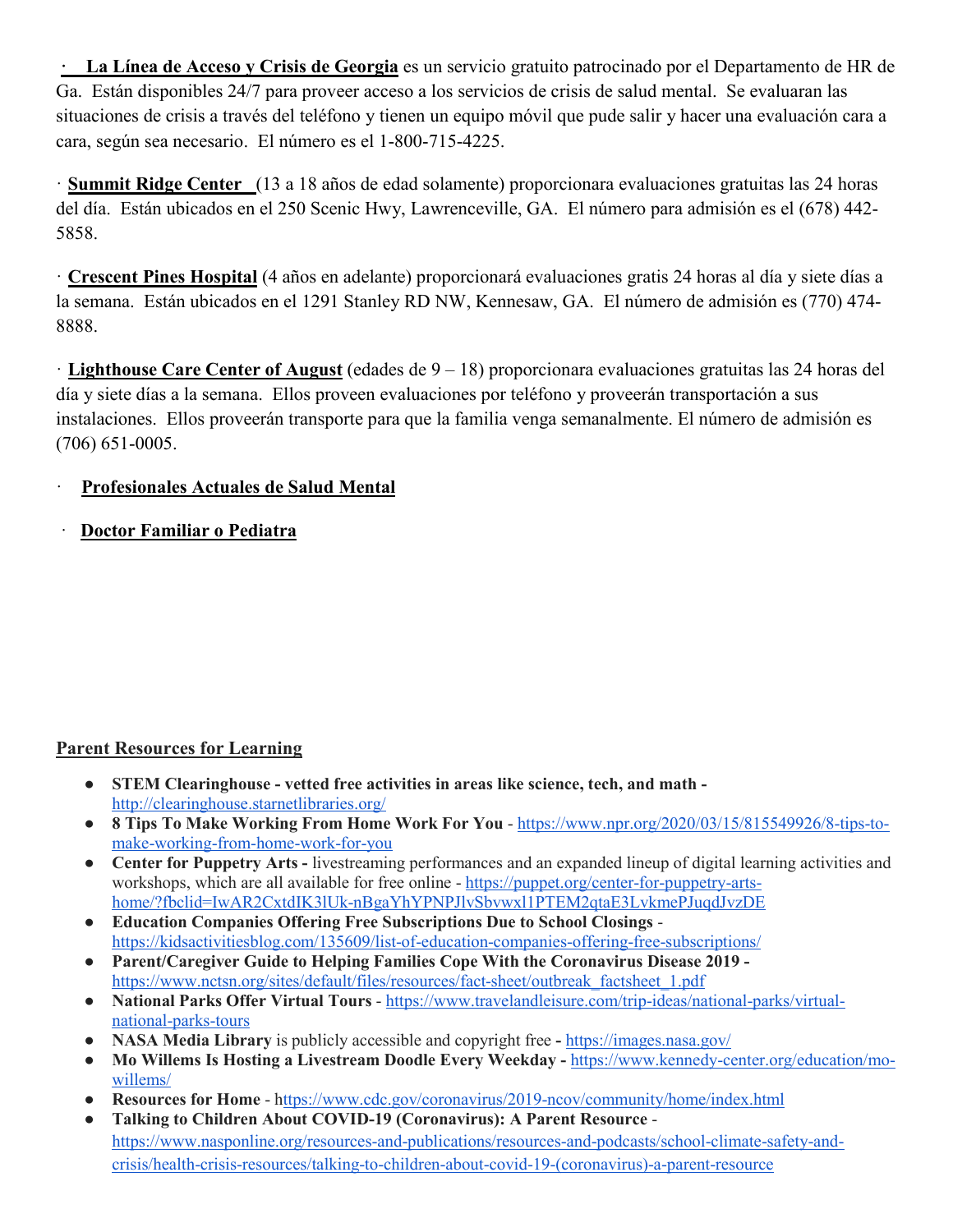·   **La Línea de Acceso y Crisis de Georgia** es un servicio gratuito patrocinado por el Departamento de HR de Ga. Están disponibles 24/7 para proveer acceso a los servicios de crisis de salud mental. Se evaluaran las situaciones de crisis a través del teléfono y tienen un equipo móvil que pude salir y hacer una evaluación cara a cara, según sea necesario. El número es el 1-800-715-4225.

· **Summit Ridge Center** (13 a 18 años de edad solamente) proporcionara evaluaciones gratuitas las 24 horas del día. Están ubicados en el 250 Scenic Hwy, Lawrenceville, GA. El número para admisión es el (678) 442-5858.

· **Crescent Pines Hospital** (4 años en adelante) proporcionará evaluaciones gratis 24 horas al día y siete días a la semana. Están ubicados en el 1291 Stanley RD NW, Kennesaw, GA. El número de admisión es (770) 474-8888.

· **Lighthouse Care Center of August** (edades de 9 – 18) proporcionara evaluaciones gratuitas las 24 horas del día y siete días a la semana. Ellos proveen evaluaciones por teléfono y proveerán transportación a sus instalaciones. Ellos proveerán transporte para que la familia venga semanalmente. El número de admisión es (706) 651-0005.

· **Profesionales Actuales de Salud Mental**

· **Doctor Familiar o Pediatra**

## Parent Resources for Learning

- **STEM Clearinghouse - vetted free activities in areas like science, tech, and math -** http://clearinghouse.starnetlibraries.org/
- **8 Tips To Make Working From Home Work For You** - https://www.npr.org/2020/03/15/815549926/8-tips-to-make-working-from-home-work-for-you
- **Center for Puppetry Arts -** livestreaming performances and an expanded lineup of digital learning activities and workshops, which are all available for free online - https://puppet.org/center-for-puppetry-arts-home/?fbclid=IwAR2CxtdIK3lUk-nBgaYhYPNPJlvSbvwxl1PTEM2qtaE3LvkmePJuqdJvzDE
- **Education Companies Offering Free Subscriptions Due to School Closings** - https://kidsactivitiesblog.com/135609/list-of-education-companies-offering-free-subscriptions/
- **Parent/Caregiver Guide to Helping Families Cope With the Coronavirus Disease 2019 -** https://www.nctsn.org/sites/default/files/resources/fact-sheet/outbreak_factsheet_1.pdf
- **National Parks Offer Virtual Tours** - https://www.travelandleisure.com/trip-ideas/national-parks/virtual-national-parks-tours
- **NASA Media Library** is publicly accessible and copyright free **-** https://images.nasa.gov/
- **Mo Willems Is Hosting a Livestream Doodle Every Weekday -** https://www.kennedy-center.org/education/mo-willems/
- **Resources for Home** - https://www.cdc.gov/coronavirus/2019-ncov/community/home/index.html
- **Talking to Children About COVID-19 (Coronavirus): A Parent Resource** - https://www.nasponline.org/resources-and-publications/resources-and-podcasts/school-climate-safety-and-crisis/health-crisis-resources/talking-to-children-about-covid-19-(coronavirus)-a-parent-resource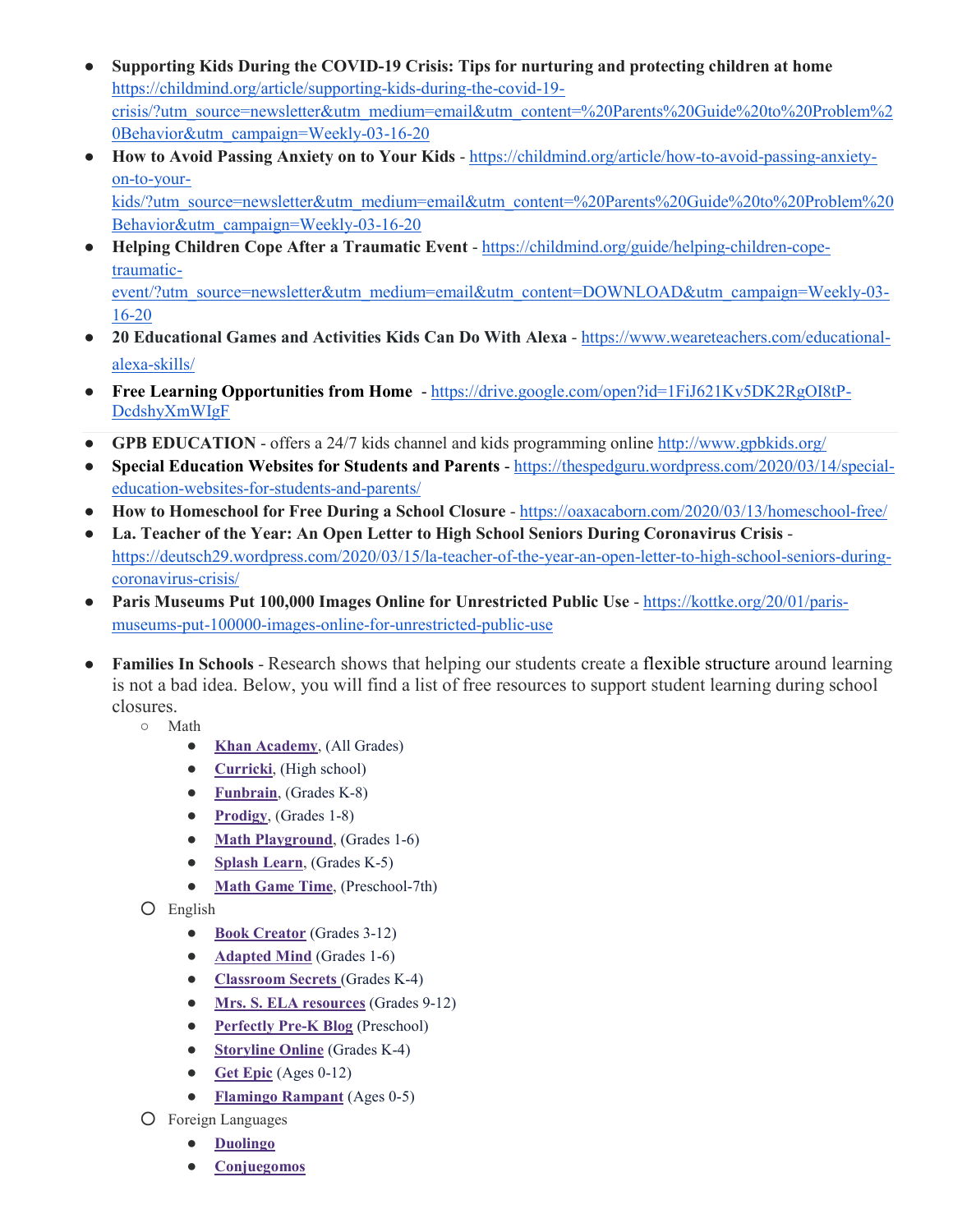- **Supporting Kids During the COVID-19 Crisis: Tips for nurturing and protecting children at home** https://childmind.org/article/supporting-kids-during-the-covid-19-crisis/?utm_source=newsletter&utm_medium=email&utm_content=%20Parents%20Guide%20to%20Problem%20Behavior&utm_campaign=Weekly-03-16-20
- **How to Avoid Passing Anxiety on to Your Kids** - https://childmind.org/article/how-to-avoid-passing-anxiety-on-to-your-kids/?utm_source=newsletter&utm_medium=email&utm_content=%20Parents%20Guide%20to%20Problem%20Behavior&utm_campaign=Weekly-03-16-20
- **Helping Children Cope After a Traumatic Event** - https://childmind.org/guide/helping-children-cope-traumatic-event/?utm_source=newsletter&utm_medium=email&utm_content=DOWNLOAD&utm_campaign=Weekly-03-16-20
- **20 Educational Games and Activities Kids Can Do With Alexa** - https://www.weareteachers.com/educational-alexa-skills/
- **Free Learning Opportunities from Home** - https://drive.google.com/open?id=1FiJ621Kv5DK2RgOI8tP-DcdshyXmWIgF
- **GPB EDUCATION** - offers a 24/7 kids channel and kids programming online http://www.gpbkids.org/
- **Special Education Websites for Students and Parents** - https://thespedguru.wordpress.com/2020/03/14/special-education-websites-for-students-and-parents/
- **How to Homeschool for Free During a School Closure** - https://oaxacaborn.com/2020/03/13/homeschool-free/
- **La. Teacher of the Year: An Open Letter to High School Seniors During Coronavirus Crisis** - https://deutsch29.wordpress.com/2020/03/15/la-teacher-of-the-year-an-open-letter-to-high-school-seniors-during-coronavirus-crisis/
- **Paris Museums Put 100,000 Images Online for Unrestricted Public Use** - https://kottke.org/20/01/paris-museums-put-100000-images-online-for-unrestricted-public-use
- **Families In Schools** - Research shows that helping our students create a flexible structure around learning is not a bad idea. Below, you will find a list of free resources to support student learning during school closures.
  - Math
    - **Khan Academy**, (All Grades)
    - **Curricki**, (High school)
    - **Funbrain**, (Grades K-8)
    - **Prodigy**, (Grades 1-8)
    - **Math Playground**, (Grades 1-6)
    - **Splash Learn**, (Grades K-5)
    - **Math Game Time**, (Preschool-7th)
  - English
    - **Book Creator** (Grades 3-12)
    - **Adapted Mind** (Grades 1-6)
    - **Classroom Secrets** (Grades K-4)
    - **Mrs. S. ELA resources** (Grades 9-12)
    - **Perfectly Pre-K Blog** (Preschool)
    - **Storyline Online** (Grades K-4)
    - **Get Epic** (Ages 0-12)
    - **Flamingo Rampant** (Ages 0-5)
  - Foreign Languages
    - **Duolingo**
    - **Conjuegomos**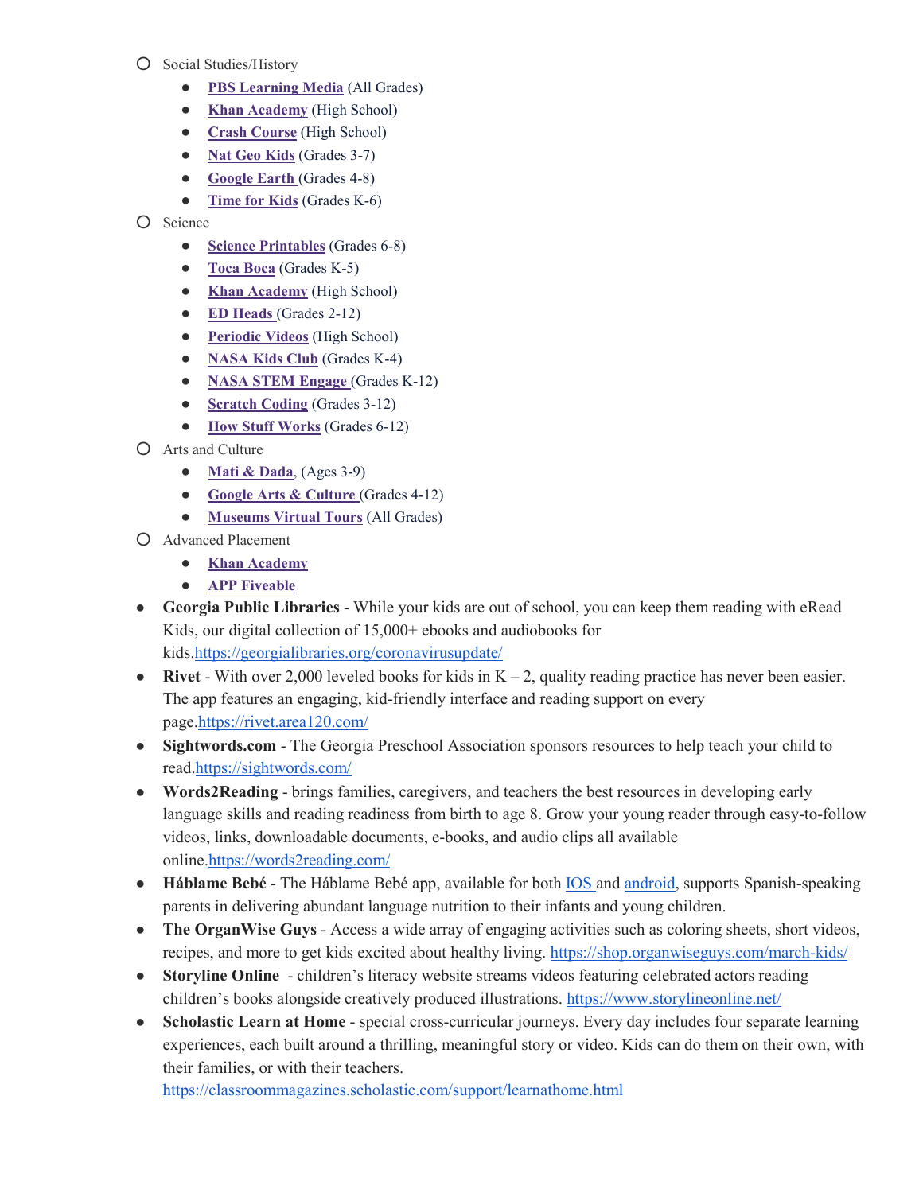- Social Studies/History
  - **PBS Learning Media** (All Grades)
  - **Khan Academy** (High School)
  - **Crash Course** (High School)
  - **Nat Geo Kids** (Grades 3-7)
  - **Google Earth** (Grades 4-8)
  - **Time for Kids** (Grades K-6)
- Science
  - **Science Printables** (Grades 6-8)
  - **Toca Boca** (Grades K-5)
  - **Khan Academy** (High School)
  - **ED Heads** (Grades 2-12)
  - **Periodic Videos** (High School)
  - **NASA Kids Club** (Grades K-4)
  - **NASA STEM Engage** (Grades K-12)
  - **Scratch Coding** (Grades 3-12)
  - **How Stuff Works** (Grades 6-12)
- Arts and Culture
  - **Mati & Dada**, (Ages 3-9)
  - **Google Arts & Culture** (Grades 4-12)
  - **Museums Virtual Tours** (All Grades)
- Advanced Placement
  - **Khan Academy**
  - **APP Fiveable**

- **Georgia Public Libraries** - While your kids are out of school, you can keep them reading with eRead Kids, our digital collection of 15,000+ ebooks and audiobooks for kids.https://georgialibraries.org/coronavirusupdate/
- **Rivet** - With over 2,000 leveled books for kids in K – 2, quality reading practice has never been easier. The app features an engaging, kid-friendly interface and reading support on every page.https://rivet.area120.com/
- **Sightwords.com** - The Georgia Preschool Association sponsors resources to help teach your child to read.https://sightwords.com/
- **Words2Reading** - brings families, caregivers, and teachers the best resources in developing early language skills and reading readiness from birth to age 8. Grow your young reader through easy-to-follow videos, links, downloadable documents, e-books, and audio clips all available online.https://words2reading.com/
- **Háblame Bebé** - The Háblame Bebé app, available for both IOS and android, supports Spanish-speaking parents in delivering abundant language nutrition to their infants and young children.
- **The OrganWise Guys** - Access a wide array of engaging activities such as coloring sheets, short videos, recipes, and more to get kids excited about healthy living. https://shop.organwiseguys.com/march-kids/
- **Storyline Online** - children's literacy website streams videos featuring celebrated actors reading children's books alongside creatively produced illustrations. https://www.storylineonline.net/
- **Scholastic Learn at Home** - special cross-curricular journeys. Every day includes four separate learning experiences, each built around a thrilling, meaningful story or video. Kids can do them on their own, with their families, or with their teachers. https://classroommagazines.scholastic.com/support/learnathome.html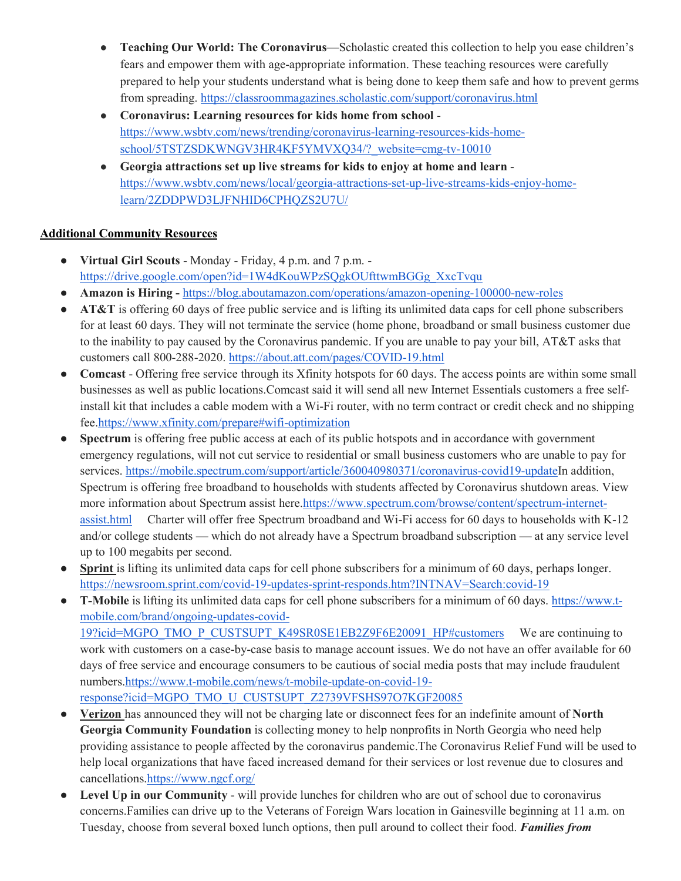- **Teaching Our World: The Coronavirus**—Scholastic created this collection to help you ease children's fears and empower them with age-appropriate information. These teaching resources were carefully prepared to help your students understand what is being done to keep them safe and how to prevent germs from spreading. https://classroommagazines.scholastic.com/support/coronavirus.html
- **Coronavirus: Learning resources for kids home from school** - https://www.wsbtv.com/news/trending/coronavirus-learning-resources-kids-home-school/5TSTZSDKWNGV3HR4KF5YMVXQ34/?_website=cmg-tv-10010
- **Georgia attractions set up live streams for kids to enjoy at home and learn** - https://www.wsbtv.com/news/local/georgia-attractions-set-up-live-streams-kids-enjoy-home-learn/2ZDDPWD3LJFNHID6CPHQZS2U7U/

**Additional Community Resources**

- **Virtual Girl Scouts** - Monday - Friday, 4 p.m. and 7 p.m. - https://drive.google.com/open?id=1W4dKouWPzSQgkOUfttwmBGGg_XxcTvqu
- **Amazon is Hiring -** https://blog.aboutamazon.com/operations/amazon-opening-100000-new-roles
- **AT&T** is offering 60 days of free public service and is lifting its unlimited data caps for cell phone subscribers for at least 60 days. They will not terminate the service (home phone, broadband or small business customer due to the inability to pay caused by the Coronavirus pandemic. If you are unable to pay your bill, AT&T asks that customers call 800-288-2020. https://about.att.com/pages/COVID-19.html
- **Comcast** - Offering free service through its Xfinity hotspots for 60 days. The access points are within some small businesses as well as public locations.Comcast said it will send all new Internet Essentials customers a free self-install kit that includes a cable modem with a Wi-Fi router, with no term contract or credit check and no shipping fee.https://www.xfinity.com/prepare#wifi-optimization
- **Spectrum** is offering free public access at each of its public hotspots and in accordance with government emergency regulations, will not cut service to residential or small business customers who are unable to pay for services. https://mobile.spectrum.com/support/article/360040980371/coronavirus-covid19-updateIn addition, Spectrum is offering free broadband to households with students affected by Coronavirus shutdown areas. View more information about Spectrum assist here.https://www.spectrum.com/browse/content/spectrum-internet-assist.html Charter will offer free Spectrum broadband and Wi-Fi access for 60 days to households with K-12 and/or college students — which do not already have a Spectrum broadband subscription — at any service level up to 100 megabits per second.
- **Sprint** is lifting its unlimited data caps for cell phone subscribers for a minimum of 60 days, perhaps longer. https://newsroom.sprint.com/covid-19-updates-sprint-responds.htm?INTNAV=Search:covid-19
- **T-Mobile** is lifting its unlimited data caps for cell phone subscribers for a minimum of 60 days. https://www.t-mobile.com/brand/ongoing-updates-covid-19?icid=MGPO_TMO_P_CUSTSUPT_K49SR0SE1EB2Z9F6E20091_HP#customers We are continuing to work with customers on a case-by-case basis to manage account issues. We do not have an offer available for 60 days of free service and encourage consumers to be cautious of social media posts that may include fraudulent numbers.https://www.t-mobile.com/news/t-mobile-update-on-covid-19-response?icid=MGPO_TMO_U_CUSTSUPT_Z2739VFSHS97O7KGF20085
- **Verizon** has announced they will not be charging late or disconnect fees for an indefinite amount of **North Georgia Community Foundation** is collecting money to help nonprofits in North Georgia who need help providing assistance to people affected by the coronavirus pandemic.The Coronavirus Relief Fund will be used to help local organizations that have faced increased demand for their services or lost revenue due to closures and cancellations.https://www.ngcf.org/
- **Level Up in our Community** - will provide lunches for children who are out of school due to coronavirus concerns.Families can drive up to the Veterans of Foreign Wars location in Gainesville beginning at 11 a.m. on Tuesday, choose from several boxed lunch options, then pull around to collect their food. ***Families from***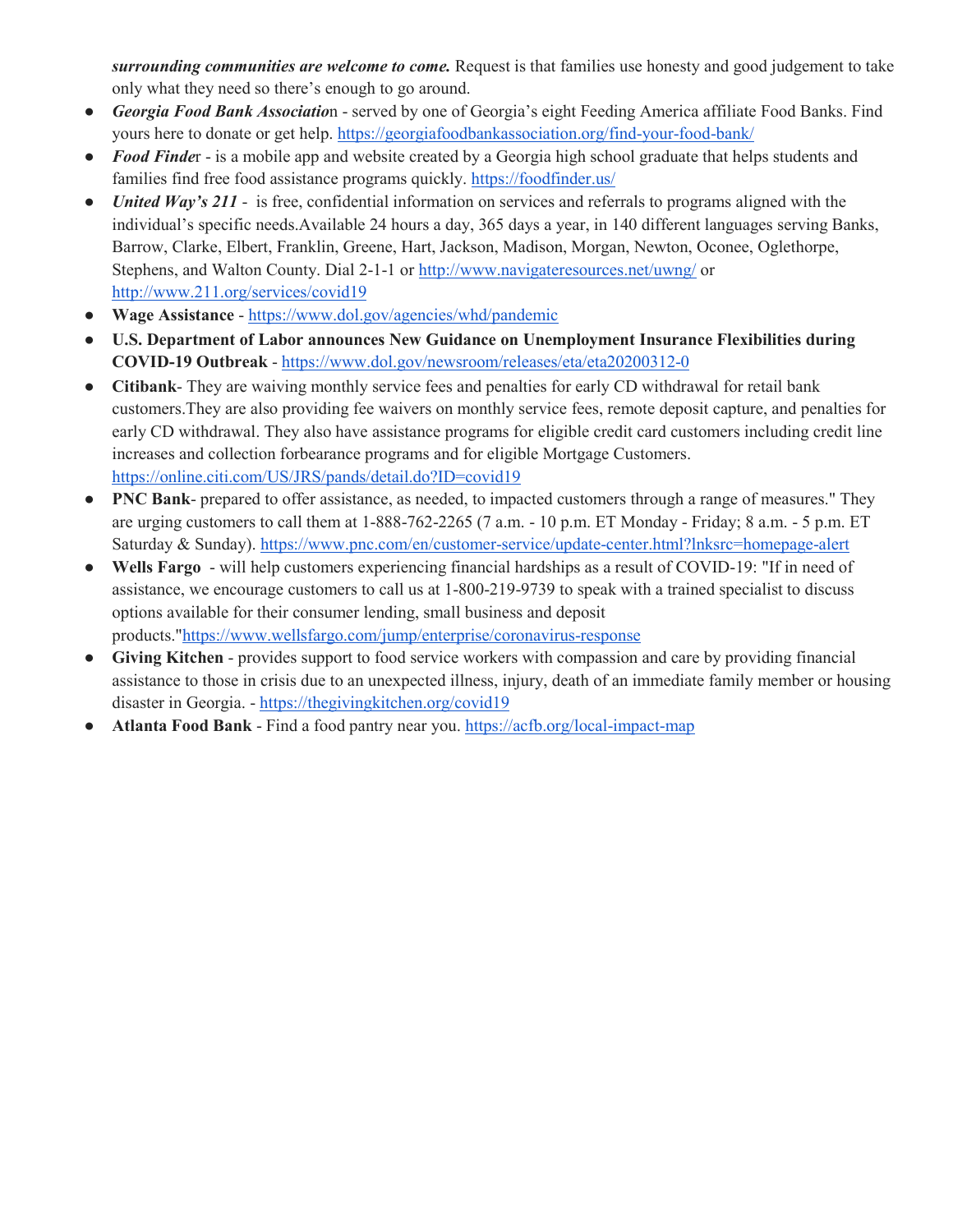***surrounding communities are welcome to come.*** Request is that families use honesty and good judgement to take only what they need so there's enough to go around.

- ***Georgia Food Bank Associatio***n - served by one of Georgia's eight Feeding America affiliate Food Banks. Find yours here to donate or get help. https://georgiafoodbankassociation.org/find-your-food-bank/
- ***Food Finde***r - is a mobile app and website created by a Georgia high school graduate that helps students and families find free food assistance programs quickly. https://foodfinder.us/
- ***United Way's 211*** - is free, confidential information on services and referrals to programs aligned with the individual's specific needs.Available 24 hours a day, 365 days a year, in 140 different languages serving Banks, Barrow, Clarke, Elbert, Franklin, Greene, Hart, Jackson, Madison, Morgan, Newton, Oconee, Oglethorpe, Stephens, and Walton County. Dial 2-1-1 or http://www.navigateresources.net/uwng/ or http://www.211.org/services/covid19
- **Wage Assistance** - https://www.dol.gov/agencies/whd/pandemic
- **U.S. Department of Labor announces New Guidance on Unemployment Insurance Flexibilities during COVID-19 Outbreak** - https://www.dol.gov/newsroom/releases/eta/eta20200312-0
- **Citibank**- They are waiving monthly service fees and penalties for early CD withdrawal for retail bank customers.They are also providing fee waivers on monthly service fees, remote deposit capture, and penalties for early CD withdrawal. They also have assistance programs for eligible credit card customers including credit line increases and collection forbearance programs and for eligible Mortgage Customers. https://online.citi.com/US/JRS/pands/detail.do?ID=covid19
- **PNC Bank**- prepared to offer assistance, as needed, to impacted customers through a range of measures." They are urging customers to call them at 1-888-762-2265 (7 a.m. - 10 p.m. ET Monday - Friday; 8 a.m. - 5 p.m. ET Saturday & Sunday). https://www.pnc.com/en/customer-service/update-center.html?lnksrc=homepage-alert
- **Wells Fargo** - will help customers experiencing financial hardships as a result of COVID-19: "If in need of assistance, we encourage customers to call us at 1-800-219-9739 to speak with a trained specialist to discuss options available for their consumer lending, small business and deposit products."https://www.wellsfargo.com/jump/enterprise/coronavirus-response
- **Giving Kitchen** - provides support to food service workers with compassion and care by providing financial assistance to those in crisis due to an unexpected illness, injury, death of an immediate family member or housing disaster in Georgia. - https://thegivingkitchen.org/covid19
- **Atlanta Food Bank** - Find a food pantry near you. https://acfb.org/local-impact-map